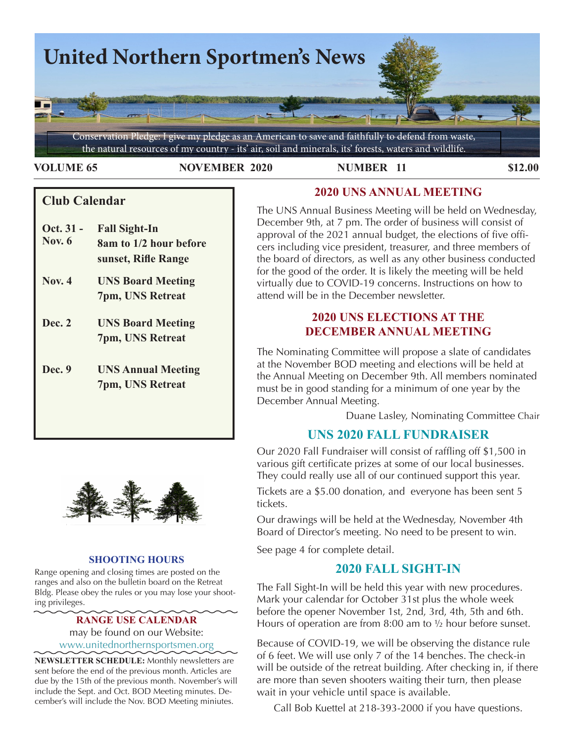# United Northern Sportmen's News

Conservation Pledge: I give my pledge as an American to save and faithfully to defend from waste, the natural resources of my country - its' air, soil and minerals, its' forests, waters and wildlife.

**VOLUME 65** **NOVEMBER 2020** **NUMBER 11** **$12.00**

## Club Calendar

| | |
|---|---|
| **Oct. 31 - Nov. 6** | **Fall Sight-In 8am to 1/2 hour before sunset, Rifle Range** |
| **Nov. 4** | **UNS Board Meeting 7pm, UNS Retreat** |
| **Dec. 2** | **UNS Board Meeting 7pm, UNS Retreat** |
| **Dec. 9** | **UNS Annual Meeting 7pm, UNS Retreat** |

### SHOOTING HOURS

Range opening and closing times are posted on the ranges and also on the bulletin board on the Retreat Bldg. Please obey the rules or you may lose your shooting privileges.

### RANGE USE CALENDAR

may be found on our Website: www.unitednorthernsportsmen.org

**NEWSLETTER SCHEDULE:** Monthly newsletters are sent before the end of the previous month. Articles are due by the 15th of the previous month. November's will include the Sept. and Oct. BOD Meeting minutes. December's will include the Nov. BOD Meeting miniutes.

## 2020 UNS ANNUAL MEETING

The UNS Annual Business Meeting will be held on Wednesday, December 9th, at 7 pm. The order of business will consist of approval of the 2021 annual budget, the elections of five officers including vice president, treasurer, and three members of the board of directors, as well as any other business conducted for the good of the order. It is likely the meeting will be held virtually due to COVID-19 concerns. Instructions on how to attend will be in the December newsletter.

## 2020 UNS ELECTIONS AT THE DECEMBER ANNUAL MEETING

The Nominating Committee will propose a slate of candidates at the November BOD meeting and elections will be held at the Annual Meeting on December 9th. All members nominated must be in good standing for a minimum of one year by the December Annual Meeting.

Duane Lasley, Nominating Committee Chair

## UNS 2020 FALL FUNDRAISER

Our 2020 Fall Fundraiser will consist of raffling off $1,500 in various gift certificate prizes at some of our local businesses. They could really use all of our continued support this year.

Tickets are a $5.00 donation, and everyone has been sent 5 tickets.

Our drawings will be held at the Wednesday, November 4th Board of Director's meeting. No need to be present to win.

See page 4 for complete detail.

## 2020 FALL SIGHT-IN

The Fall Sight-In will be held this year with new procedures. Mark your calendar for October 31st plus the whole week before the opener November 1st, 2nd, 3rd, 4th, 5th and 6th. Hours of operation are from 8:00 am to ½ hour before sunset.

Because of COVID-19, we will be observing the distance rule of 6 feet. We will use only 7 of the 14 benches. The check-in will be outside of the retreat building. After checking in, if there are more than seven shooters waiting their turn, then please wait in your vehicle until space is available.

Call Bob Kuettel at 218-393-2000 if you have questions.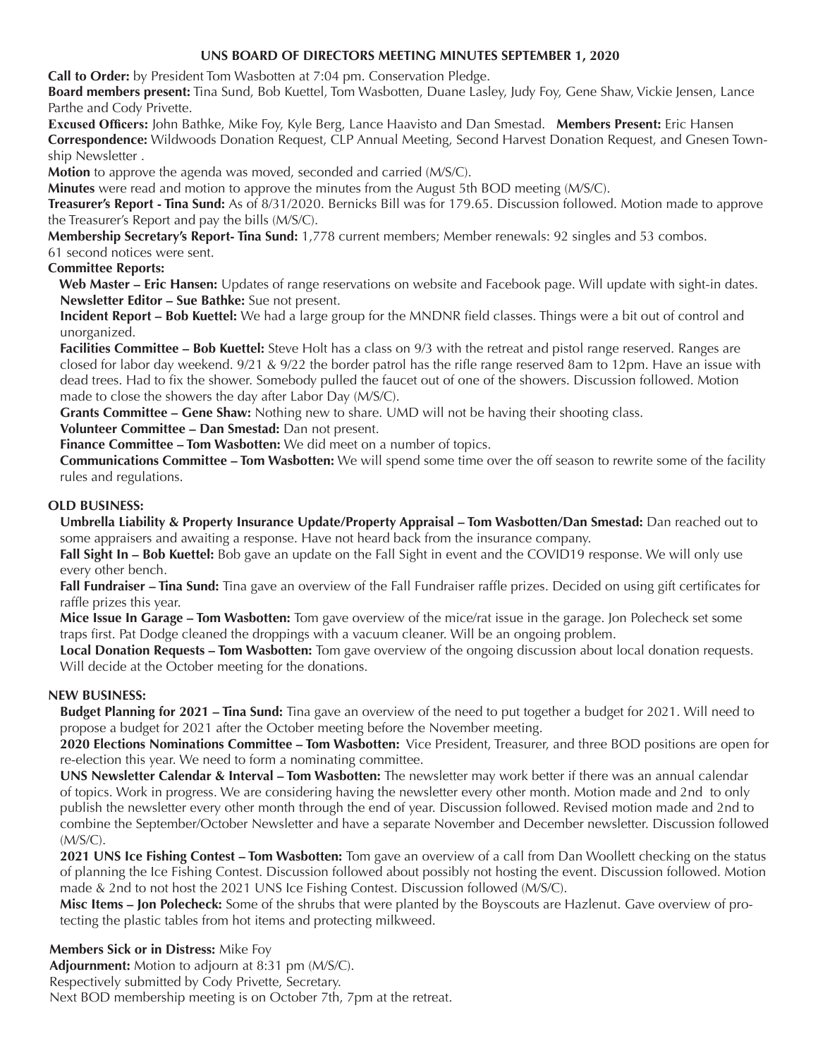**UNS BOARD OF DIRECTORS MEETING MINUTES SEPTEMBER 1, 2020**

**Call to Order:** by President Tom Wasbotten at 7:04 pm. Conservation Pledge.

**Board members present:** Tina Sund, Bob Kuettel, Tom Wasbotten, Duane Lasley, Judy Foy, Gene Shaw, Vickie Jensen, Lance Parthe and Cody Privette.

**Excused Officers:** John Bathke, Mike Foy, Kyle Berg, Lance Haavisto and Dan Smestad. **Members Present:** Eric Hansen

**Correspondence:** Wildwoods Donation Request, CLP Annual Meeting, Second Harvest Donation Request, and Gnesen Township Newsletter .

**Motion** to approve the agenda was moved, seconded and carried (M/S/C).

**Minutes** were read and motion to approve the minutes from the August 5th BOD meeting (M/S/C).

**Treasurer's Report - Tina Sund:** As of 8/31/2020. Bernicks Bill was for 179.65. Discussion followed. Motion made to approve the Treasurer's Report and pay the bills (M/S/C).

**Membership Secretary's Report- Tina Sund:** 1,778 current members; Member renewals: 92 singles and 53 combos. 61 second notices were sent.

**Committee Reports:**

**Web Master – Eric Hansen:** Updates of range reservations on website and Facebook page. Will update with sight-in dates.

**Newsletter Editor – Sue Bathke:** Sue not present.

**Incident Report – Bob Kuettel:** We had a large group for the MNDNR field classes. Things were a bit out of control and unorganized.

**Facilities Committee – Bob Kuettel:** Steve Holt has a class on 9/3 with the retreat and pistol range reserved. Ranges are closed for labor day weekend. 9/21 & 9/22 the border patrol has the rifle range reserved 8am to 12pm. Have an issue with dead trees. Had to fix the shower. Somebody pulled the faucet out of one of the showers. Discussion followed. Motion made to close the showers the day after Labor Day (M/S/C).

**Grants Committee – Gene Shaw:** Nothing new to share. UMD will not be having their shooting class.

**Volunteer Committee – Dan Smestad:** Dan not present.

**Finance Committee – Tom Wasbotten:** We did meet on a number of topics.

**Communications Committee – Tom Wasbotten:** We will spend some time over the off season to rewrite some of the facility rules and regulations.

**OLD BUSINESS:**

**Umbrella Liability & Property Insurance Update/Property Appraisal – Tom Wasbotten/Dan Smestad:** Dan reached out to some appraisers and awaiting a response. Have not heard back from the insurance company.

**Fall Sight In – Bob Kuettel:** Bob gave an update on the Fall Sight in event and the COVID19 response. We will only use every other bench.

**Fall Fundraiser – Tina Sund:** Tina gave an overview of the Fall Fundraiser raffle prizes. Decided on using gift certificates for raffle prizes this year.

**Mice Issue In Garage – Tom Wasbotten:** Tom gave overview of the mice/rat issue in the garage. Jon Polecheck set some traps first. Pat Dodge cleaned the droppings with a vacuum cleaner. Will be an ongoing problem.

**Local Donation Requests – Tom Wasbotten:** Tom gave overview of the ongoing discussion about local donation requests. Will decide at the October meeting for the donations.

**NEW BUSINESS:**

**Budget Planning for 2021 – Tina Sund:** Tina gave an overview of the need to put together a budget for 2021. Will need to propose a budget for 2021 after the October meeting before the November meeting.

**2020 Elections Nominations Committee – Tom Wasbotten:** Vice President, Treasurer, and three BOD positions are open for re-election this year. We need to form a nominating committee.

**UNS Newsletter Calendar & Interval – Tom Wasbotten:** The newsletter may work better if there was an annual calendar of topics. Work in progress. We are considering having the newsletter every other month. Motion made and 2nd to only publish the newsletter every other month through the end of year. Discussion followed. Revised motion made and 2nd to combine the September/October Newsletter and have a separate November and December newsletter. Discussion followed (M/S/C).

**2021 UNS Ice Fishing Contest – Tom Wasbotten:** Tom gave an overview of a call from Dan Woollett checking on the status of planning the Ice Fishing Contest. Discussion followed about possibly not hosting the event. Discussion followed. Motion made & 2nd to not host the 2021 UNS Ice Fishing Contest. Discussion followed (M/S/C).

**Misc Items – Jon Polecheck:** Some of the shrubs that were planted by the Boyscouts are Hazlenut. Gave overview of protecting the plastic tables from hot items and protecting milkweed.

**Members Sick or in Distress:** Mike Foy

**Adjournment:** Motion to adjourn at 8:31 pm (M/S/C).

Respectively submitted by Cody Privette, Secretary.

Next BOD membership meeting is on October 7th, 7pm at the retreat.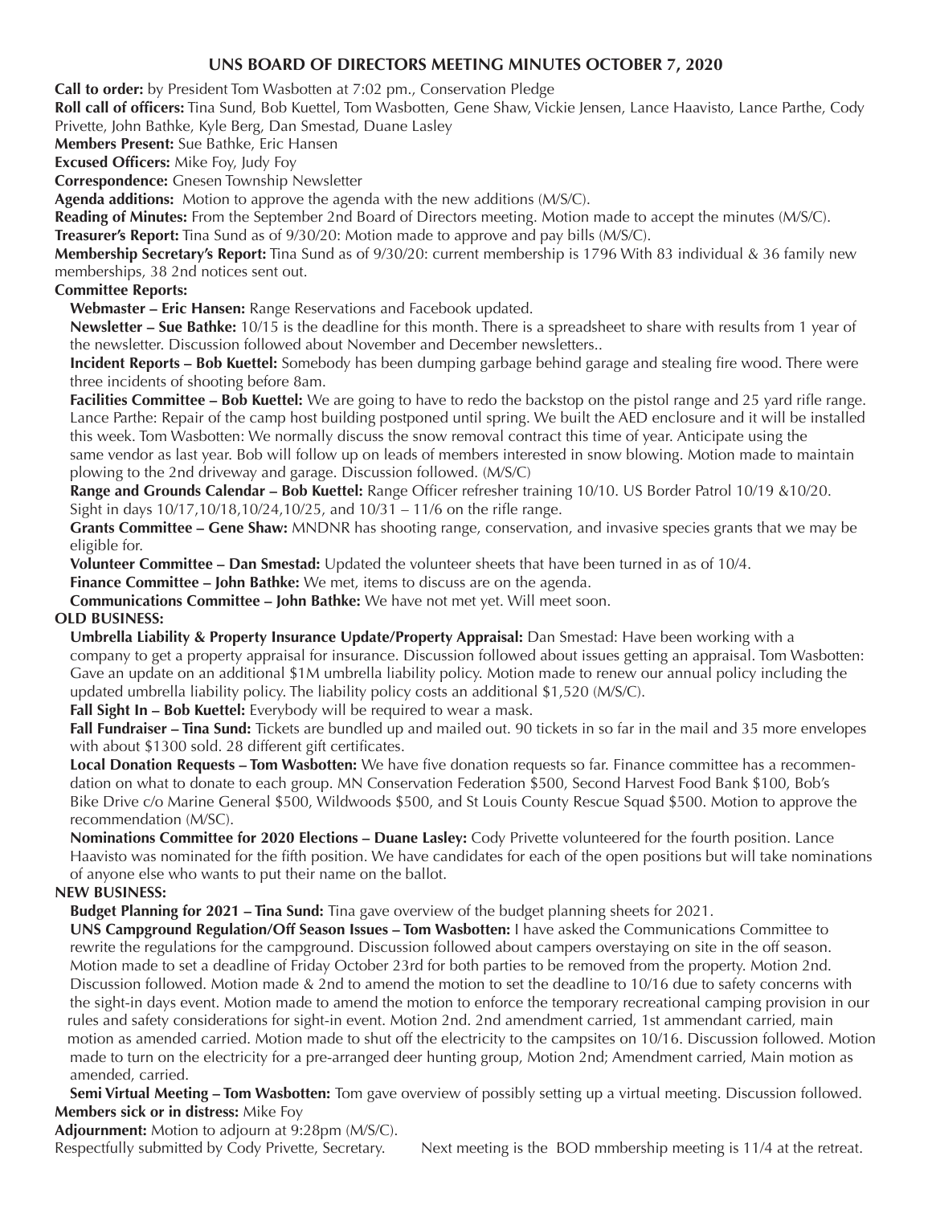## UNS BOARD OF DIRECTORS MEETING MINUTES OCTOBER 7, 2020

**Call to order:** by President Tom Wasbotten at 7:02 pm., Conservation Pledge

**Roll call of officers:** Tina Sund, Bob Kuettel, Tom Wasbotten, Gene Shaw, Vickie Jensen, Lance Haavisto, Lance Parthe, Cody Privette, John Bathke, Kyle Berg, Dan Smestad, Duane Lasley

**Members Present:** Sue Bathke, Eric Hansen

**Excused Officers:** Mike Foy, Judy Foy

**Correspondence:** Gnesen Township Newsletter

**Agenda additions:** Motion to approve the agenda with the new additions (M/S/C).

**Reading of Minutes:** From the September 2nd Board of Directors meeting. Motion made to accept the minutes (M/S/C).

**Treasurer's Report:** Tina Sund as of 9/30/20: Motion made to approve and pay bills (M/S/C).

**Membership Secretary's Report:** Tina Sund as of 9/30/20: current membership is 1796 With 83 individual & 36 family new memberships, 38 2nd notices sent out.

**Committee Reports:**

**Webmaster – Eric Hansen:** Range Reservations and Facebook updated.

**Newsletter – Sue Bathke:** 10/15 is the deadline for this month. There is a spreadsheet to share with results from 1 year of the newsletter. Discussion followed about November and December newsletters..

**Incident Reports – Bob Kuettel:** Somebody has been dumping garbage behind garage and stealing fire wood. There were three incidents of shooting before 8am.

**Facilities Committee – Bob Kuettel:** We are going to have to redo the backstop on the pistol range and 25 yard rifle range. Lance Parthe: Repair of the camp host building postponed until spring. We built the AED enclosure and it will be installed this week. Tom Wasbotten: We normally discuss the snow removal contract this time of year. Anticipate using the same vendor as last year. Bob will follow up on leads of members interested in snow blowing. Motion made to maintain plowing to the 2nd driveway and garage. Discussion followed. (M/S/C)

**Range and Grounds Calendar – Bob Kuettel:** Range Officer refresher training 10/10. US Border Patrol 10/19 &10/20. Sight in days 10/17,10/18,10/24,10/25, and 10/31 – 11/6 on the rifle range.

**Grants Committee – Gene Shaw:** MNDNR has shooting range, conservation, and invasive species grants that we may be eligible for.

**Volunteer Committee – Dan Smestad:** Updated the volunteer sheets that have been turned in as of 10/4.

**Finance Committee – John Bathke:** We met, items to discuss are on the agenda.

**Communications Committee – John Bathke:** We have not met yet. Will meet soon.

**OLD BUSINESS:**

**Umbrella Liability & Property Insurance Update/Property Appraisal:** Dan Smestad: Have been working with a company to get a property appraisal for insurance. Discussion followed about issues getting an appraisal. Tom Wasbotten: Gave an update on an additional $1M umbrella liability policy. Motion made to renew our annual policy including the updated umbrella liability policy. The liability policy costs an additional $1,520 (M/S/C).

**Fall Sight In – Bob Kuettel:** Everybody will be required to wear a mask.

**Fall Fundraiser – Tina Sund:** Tickets are bundled up and mailed out. 90 tickets in so far in the mail and 35 more envelopes with about $1300 sold. 28 different gift certificates.

**Local Donation Requests – Tom Wasbotten:** We have five donation requests so far. Finance committee has a recommendation on what to donate to each group. MN Conservation Federation $500, Second Harvest Food Bank $100, Bob's Bike Drive c/o Marine General $500, Wildwoods $500, and St Louis County Rescue Squad $500. Motion to approve the recommendation (M/SC).

**Nominations Committee for 2020 Elections – Duane Lasley:** Cody Privette volunteered for the fourth position. Lance Haavisto was nominated for the fifth position. We have candidates for each of the open positions but will take nominations of anyone else who wants to put their name on the ballot.

**NEW BUSINESS:**

**Budget Planning for 2021 – Tina Sund:** Tina gave overview of the budget planning sheets for 2021.

**UNS Campground Regulation/Off Season Issues – Tom Wasbotten:** I have asked the Communications Committee to rewrite the regulations for the campground. Discussion followed about campers overstaying on site in the off season. Motion made to set a deadline of Friday October 23rd for both parties to be removed from the property. Motion 2nd. Discussion followed. Motion made & 2nd to amend the motion to set the deadline to 10/16 due to safety concerns with the sight-in days event. Motion made to amend the motion to enforce the temporary recreational camping provision in our rules and safety considerations for sight-in event. Motion 2nd. 2nd amendment carried, 1st ammendant carried, main motion as amended carried. Motion made to shut off the electricity to the campsites on 10/16. Discussion followed. Motion made to turn on the electricity for a pre-arranged deer hunting group, Motion 2nd; Amendment carried, Main motion as amended, carried.

**Semi Virtual Meeting – Tom Wasbotten:** Tom gave overview of possibly setting up a virtual meeting. Discussion followed.

**Members sick or in distress:** Mike Foy

**Adjournment:** Motion to adjourn at 9:28pm (M/S/C).

Respectfully submitted by Cody Privette, Secretary. Next meeting is the BOD mmbership meeting is 11/4 at the retreat.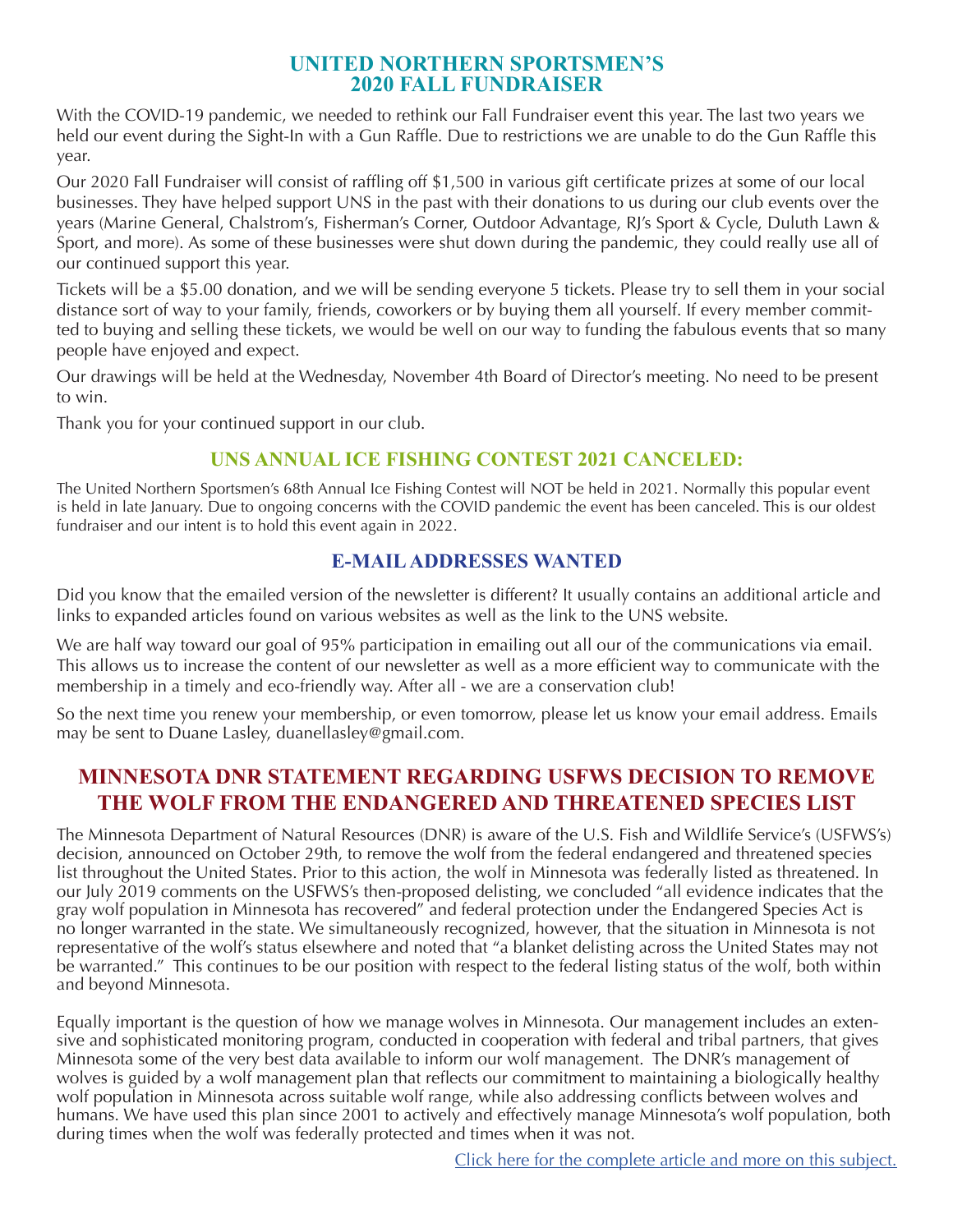## UNITED NORTHERN SPORTSMEN'S 2020 FALL FUNDRAISER

With the COVID-19 pandemic, we needed to rethink our Fall Fundraiser event this year. The last two years we held our event during the Sight-In with a Gun Raffle. Due to restrictions we are unable to do the Gun Raffle this year.

Our 2020 Fall Fundraiser will consist of raffling off $1,500 in various gift certificate prizes at some of our local businesses. They have helped support UNS in the past with their donations to us during our club events over the years (Marine General, Chalstrom's, Fisherman's Corner, Outdoor Advantage, RJ's Sport & Cycle, Duluth Lawn & Sport, and more). As some of these businesses were shut down during the pandemic, they could really use all of our continued support this year.

Tickets will be a $5.00 donation, and we will be sending everyone 5 tickets. Please try to sell them in your social distance sort of way to your family, friends, coworkers or by buying them all yourself. If every member committed to buying and selling these tickets, we would be well on our way to funding the fabulous events that so many people have enjoyed and expect.

Our drawings will be held at the Wednesday, November 4th Board of Director's meeting. No need to be present to win.

Thank you for your continued support in our club.

## UNS ANNUAL ICE FISHING CONTEST 2021 CANCELED:

The United Northern Sportsmen's 68th Annual Ice Fishing Contest will NOT be held in 2021. Normally this popular event is held in late January. Due to ongoing concerns with the COVID pandemic the event has been canceled. This is our oldest fundraiser and our intent is to hold this event again in 2022.

## E-MAIL ADDRESSES WANTED

Did you know that the emailed version of the newsletter is different? It usually contains an additional article and links to expanded articles found on various websites as well as the link to the UNS website.

We are half way toward our goal of 95% participation in emailing out all our of the communications via email. This allows us to increase the content of our newsletter as well as a more efficient way to communicate with the membership in a timely and eco-friendly way. After all - we are a conservation club!

So the next time you renew your membership, or even tomorrow, please let us know your email address. Emails may be sent to Duane Lasley, duanellasley@gmail.com.

## MINNESOTA DNR STATEMENT REGARDING USFWS DECISION TO REMOVE THE WOLF FROM THE ENDANGERED AND THREATENED SPECIES LIST

The Minnesota Department of Natural Resources (DNR) is aware of the U.S. Fish and Wildlife Service's (USFWS's) decision, announced on October 29th, to remove the wolf from the federal endangered and threatened species list throughout the United States. Prior to this action, the wolf in Minnesota was federally listed as threatened. In our July 2019 comments on the USFWS's then-proposed delisting, we concluded "all evidence indicates that the gray wolf population in Minnesota has recovered" and federal protection under the Endangered Species Act is no longer warranted in the state. We simultaneously recognized, however, that the situation in Minnesota is not representative of the wolf's status elsewhere and noted that "a blanket delisting across the United States may not be warranted." This continues to be our position with respect to the federal listing status of the wolf, both within and beyond Minnesota.

Equally important is the question of how we manage wolves in Minnesota. Our management includes an extensive and sophisticated monitoring program, conducted in cooperation with federal and tribal partners, that gives Minnesota some of the very best data available to inform our wolf management. The DNR's management of wolves is guided by a wolf management plan that reflects our commitment to maintaining a biologically healthy wolf population in Minnesota across suitable wolf range, while also addressing conflicts between wolves and humans. We have used this plan since 2001 to actively and effectively manage Minnesota's wolf population, both during times when the wolf was federally protected and times when it was not.

Click here for the complete article and more on this subject.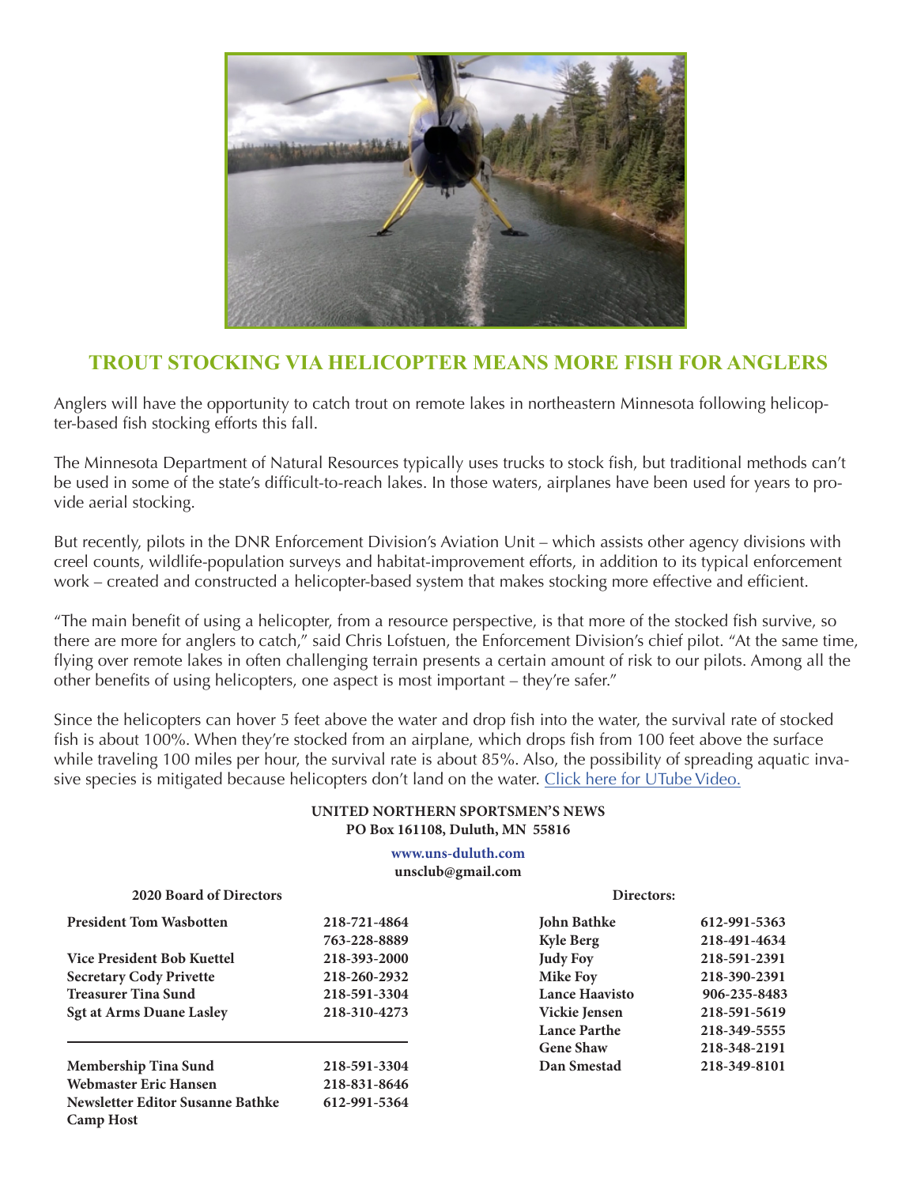## TROUT STOCKING VIA HELICOPTER MEANS MORE FISH FOR ANGLERS

Anglers will have the opportunity to catch trout on remote lakes in northeastern Minnesota following helicopter-based fish stocking efforts this fall.

The Minnesota Department of Natural Resources typically uses trucks to stock fish, but traditional methods can't be used in some of the state's difficult-to-reach lakes. In those waters, airplanes have been used for years to provide aerial stocking.

But recently, pilots in the DNR Enforcement Division's Aviation Unit – which assists other agency divisions with creel counts, wildlife-population surveys and habitat-improvement efforts, in addition to its typical enforcement work – created and constructed a helicopter-based system that makes stocking more effective and efficient.

"The main benefit of using a helicopter, from a resource perspective, is that more of the stocked fish survive, so there are more for anglers to catch," said Chris Lofstuen, the Enforcement Division's chief pilot. "At the same time, flying over remote lakes in often challenging terrain presents a certain amount of risk to our pilots. Among all the other benefits of using helicopters, one aspect is most important – they're safer."

Since the helicopters can hover 5 feet above the water and drop fish into the water, the survival rate of stocked fish is about 100%. When they're stocked from an airplane, which drops fish from 100 feet above the surface while traveling 100 miles per hour, the survival rate is about 85%. Also, the possibility of spreading aquatic invasive species is mitigated because helicopters don't land on the water. Click here for UTube Video.

**UNITED NORTHERN SPORTSMEN'S NEWS**
**PO Box 161108, Duluth, MN 55816**

**www.uns-duluth.com**
**unsclub@gmail.com**

| 2020 Board of Directors | |
|---|---|
| President Tom Wasbotten | 218-721-4864 |
| | 763-228-8889 |
| Vice President Bob Kuettel | 218-393-2000 |
| Secretary Cody Privette | 218-260-2932 |
| Treasurer Tina Sund | 218-591-3304 |
| Sgt at Arms Duane Lasley | 218-310-4273 |

| | |
|---|---|
| Membership Tina Sund | 218-591-3304 |
| Webmaster Eric Hansen | 218-831-8646 |
| Newsletter Editor Susanne Bathke | 612-991-5364 |
| Camp Host | |

| Directors: | |
|---|---|
| John Bathke | 612-991-5363 |
| Kyle Berg | 218-491-4634 |
| Judy Foy | 218-591-2391 |
| Mike Foy | 218-390-2391 |
| Lance Haavisto | 906-235-8483 |
| Vickie Jensen | 218-591-5619 |
| Lance Parthe | 218-349-5555 |
| Gene Shaw | 218-348-2191 |
| Dan Smestad | 218-349-8101 |